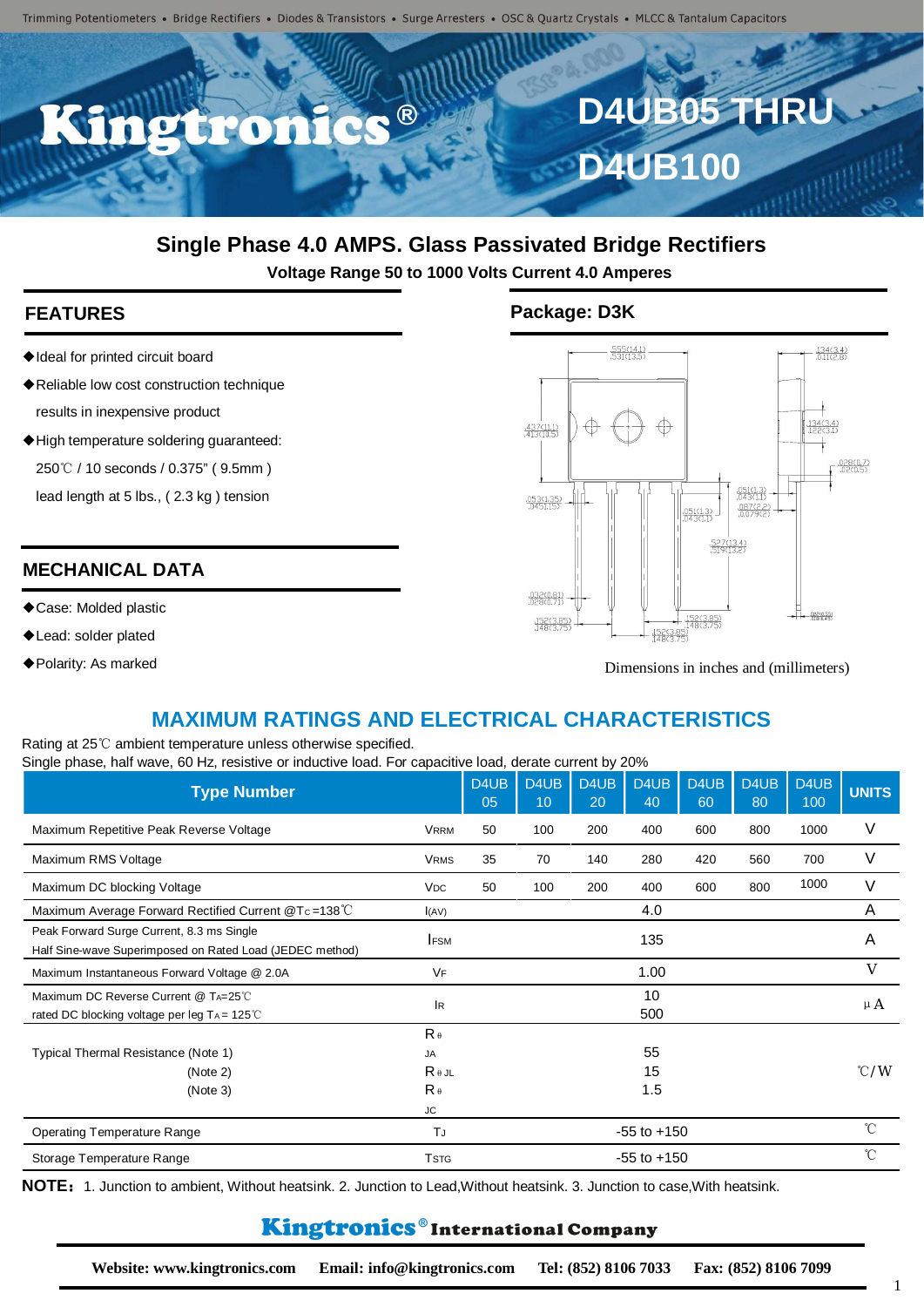# D4UB05 THRU D4UB100

## Single Phase 4.0 AMPS. Glass Passivated Bridge Rectifiers

**Voltage Range 50 to 1000 Volts Current 4.0 Amperes**

## FEATURES

- ◆Ideal for printed circuit board
- ◆Reliable low cost construction technique results in inexpensive product
- ◆High temperature soldering guaranteed: 250℃ / 10 seconds / 0.375" ( 9.5mm ) lead length at 5 lbs., ( 2.3 kg ) tension

## MECHANICAL DATA

- ◆Case: Molded plastic
- ◆Lead: solder plated
- ◆Polarity: As marked

## Package: D3K

Dimensions in inches and (millimeters)

## MAXIMUM RATINGS AND ELECTRICAL CHARACTERISTICS

Rating at 25℃ ambient temperature unless otherwise specified.
Single phase, half wave, 60 Hz, resistive or inductive load. For capacitive load, derate current by 20%

| Type Number | | D4UB 05 | D4UB 10 | D4UB 20 | D4UB 40 | D4UB 60 | D4UB 80 | D4UB 100 | UNITS |
|---|---|---|---|---|---|---|---|---|---|
| Maximum Repetitive Peak Reverse Voltage | $V_{RRM}$ | 50 | 100 | 200 | 400 | 600 | 800 | 1000 | V |
| Maximum RMS Voltage | $V_{RMS}$ | 35 | 70 | 140 | 280 | 420 | 560 | 700 | V |
| Maximum DC blocking Voltage | $V_{DC}$ | 50 | 100 | 200 | 400 | 600 | 800 | 1000 | V |
| Maximum Average Forward Rectified Current @$T_C$=138℃ | $I_{(AV)}$ | 4.0 | | | | | | | A |
| Peak Forward Surge Current, 8.3 ms Single Half Sine-wave Superimposed on Rated Load (JEDEC method) | $I_{FSM}$ | 135 | | | | | | | A |
| Maximum Instantaneous Forward Voltage @ 2.0A | $V_F$ | 1.00 | | | | | | | V |
| Maximum DC Reverse Current @ $T_A$=25℃ rated DC blocking voltage per leg $T_A$ = 125℃ | $I_R$ | 10 / 500 | | | | | | | μA |
| Typical Thermal Resistance (Note 1) (Note 2) (Note 3) | $R_{\theta JA}$ / $R_{\theta JL}$ / $R_{\theta JC}$ | 55 / 15 / 1.5 | | | | | | | ℃/W |
| Operating Temperature Range | $T_J$ | -55 to +150 | | | | | | | ℃ |
| Storage Temperature Range | $T_{STG}$ | -55 to +150 | | | | | | | ℃ |

**NOTE:** 1. Junction to ambient, Without heatsink. 2. Junction to Lead,Without heatsink. 3. Junction to case,With heatsink.

**Kingtronics® International Company**

**Website: www.kingtronics.com Email: info@kingtronics.com Tel: (852) 8106 7033 Fax: (852) 8106 7099**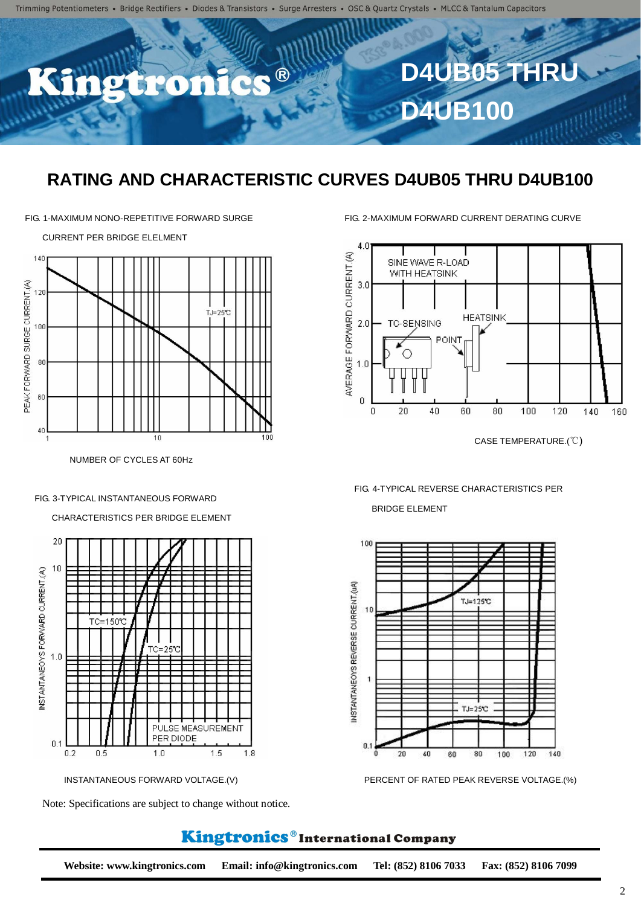# RATING AND CHARACTERISTIC CURVES D4UB05 THRU D4UB100

FIG. 1-MAXIMUM NONO-REPETITIVE FORWARD SURGE CURRENT PER BRIDGE ELELMENT

PEAK FORWARD SURGE CURRENT.(A)

140
120
100
80
60
40

TJ=25℃

1
10
100

NUMBER OF CYCLES AT 60Hz

FIG. 2-MAXIMUM FORWARD CURRENT DERATING CURVE

AVERAGE FORWARD CURRENT.(A)

4.0
3.0
2.0
1.0
0

SINE WAVE R-LOAD WITH HEATSINK

TC-SENSING POINT

HEATSINK

0
20
40
60
80
100
120
140
160

CASE TEMPERATURE.(℃)

FIG. 3-TYPICAL INSTANTANEOUS FORWARD CHARACTERISTICS PER BRIDGE ELEMENT

INSTANTANEOYS FORWARD CURRENT.(A)

20
10
1.0
0.1

TC=150℃

TC=25℃

PULSE MEASUREMENT PER DIODE

0.2
0.5
1.0
1.5
1.8

INSTANTANEOUS FORWARD VOLTAGE.(V)

FIG. 4-TYPICAL REVERSE CHARACTERISTICS PER BRIDGE ELEMENT

INSTANTANEOYS REVERSE CURRENT.(uA)

100
10
1
0.1

TJ=125℃

TJ=25℃

0
20
40
60
80
100
120
140

PERCENT OF RATED PEAK REVERSE VOLTAGE.(%)

Note: Specifications are subject to change without notice.

**Kingtronics® International Company**

**Website: www.kingtronics.com** **Email: info@kingtronics.com** **Tel: (852) 8106 7033** **Fax: (852) 8106 7099**